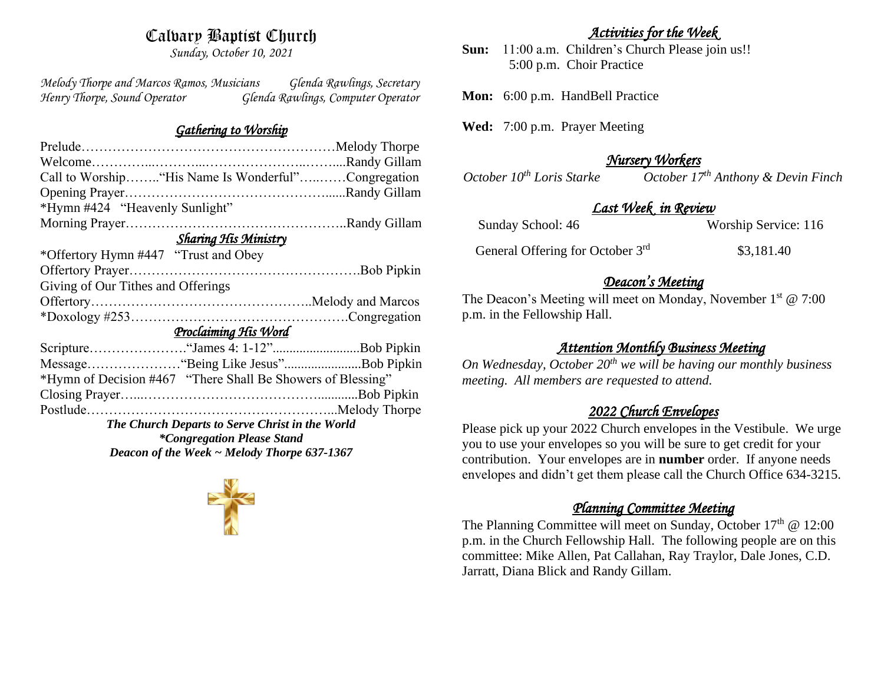# Calvary Baptist Church

*Sunday, October 10, 2021*

*Melody Thorpe and Marcos Ramos, Musicians* — *Glenda Rawlings, Secretary*
*Henry Thorpe, Sound Operator* — *Glenda Rawlings, Computer Operator*

## *Gathering to Worship*

Prelude……………………………………………………Melody Thorpe
Welcome…………...………...…………………..……....Randy Gillam
Call to Worship……..“His Name Is Wonderful”…..……Congregation
Opening Prayer…………………………………….......Randy Gillam
*Hymn #424 “Heavenly Sunlight”
Morning Prayer…………………………………………..Randy Gillam

## *Sharing His Ministry*

*Offertory Hymn #447 “Trust and Obey
Offertory Prayer…………………………………………….Bob Pipkin
Giving of Our Tithes and Offerings
Offertory…………………………………………..Melody and Marcos
*Doxology #253………………………………………….Congregation

## *Proclaiming His Word*

Scripture………………….“James 4: 1-12”..........................Bob Pipkin
Message…………………“Being Like Jesus”.......................Bob Pipkin
*Hymn of Decision #467 “There Shall Be Showers of Blessing”
Closing Prayer…...………………………………............Bob Pipkin
Postlude…………………………………….……………...Melody Thorpe

***The Church Departs to Serve Christ in the World***
***\*Congregation Please Stand***
***Deacon of the Week ~ Melody Thorpe 637-1367***

## *Activities for the Week*

**Sun:** 11:00 a.m. Children’s Church Please join us!!
5:00 p.m. Choir Practice

**Mon:** 6:00 p.m. HandBell Practice

**Wed:** 7:00 p.m. Prayer Meeting

## *Nursery Workers*

*October 10th Loris Starke* — *October 17th Anthony & Devin Finch*

## *Last Week in Review*

Sunday School: 46 — Worship Service: 116

General Offering for October 3rd — $3,181.40

## *Deacon’s Meeting*

The Deacon’s Meeting will meet on Monday, November 1st @ 7:00 p.m. in the Fellowship Hall.

## *Attention Monthly Business Meeting*

*On Wednesday, October 20th we will be having our monthly business meeting. All members are requested to attend.*

## *2022 Church Envelopes*

Please pick up your 2022 Church envelopes in the Vestibule. We urge you to use your envelopes so you will be sure to get credit for your contribution. Your envelopes are in **number** order. If anyone needs envelopes and didn’t get them please call the Church Office 634-3215.

## *Planning Committee Meeting*

The Planning Committee will meet on Sunday, October 17th @ 12:00 p.m. in the Church Fellowship Hall. The following people are on this committee: Mike Allen, Pat Callahan, Ray Traylor, Dale Jones, C.D. Jarratt, Diana Blick and Randy Gillam.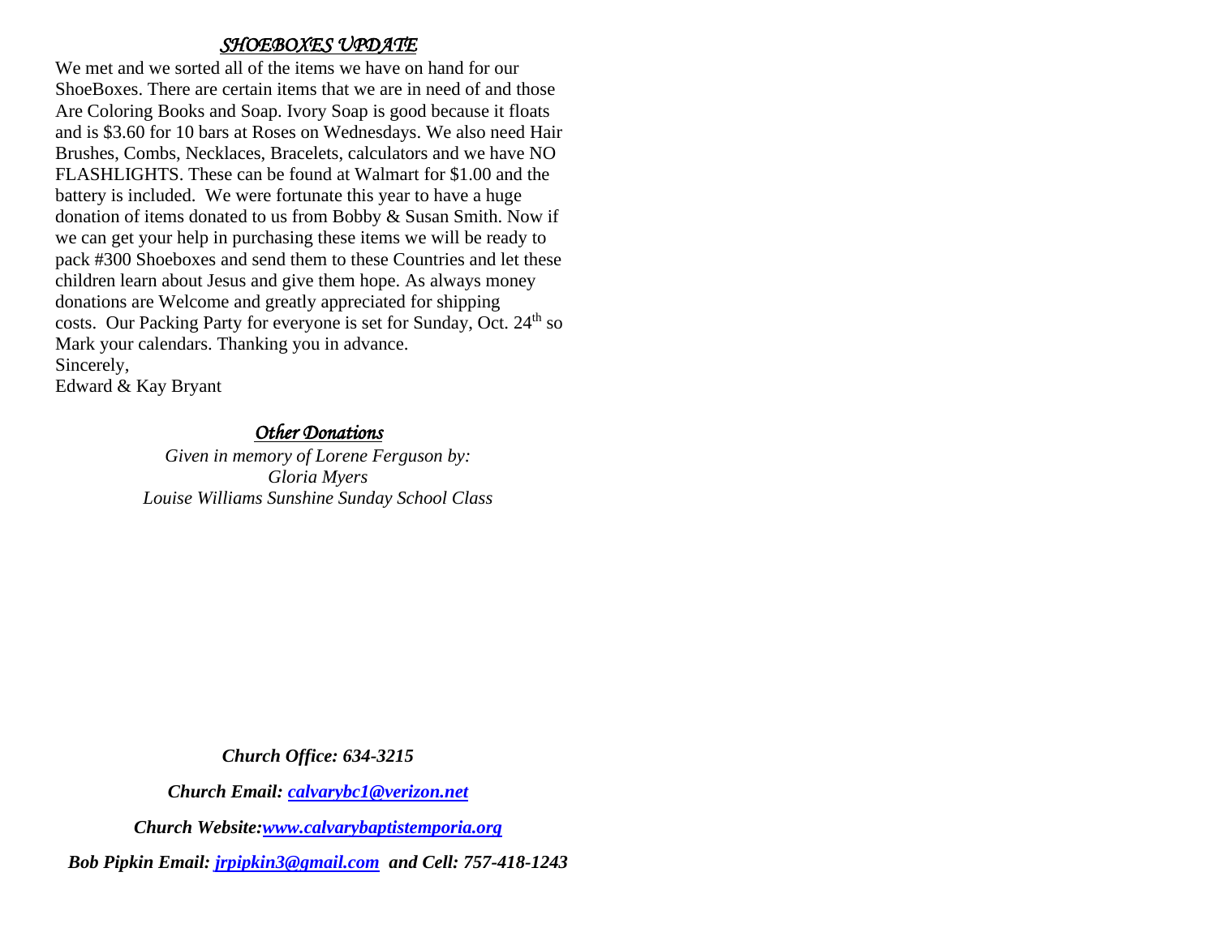## *SHOEBOXES UPDATE*

We met and we sorted all of the items we have on hand for our ShoeBoxes. There are certain items that we are in need of and those Are Coloring Books and Soap. Ivory Soap is good because it floats and is $3.60 for 10 bars at Roses on Wednesdays. We also need Hair Brushes, Combs, Necklaces, Bracelets, calculators and we have NO FLASHLIGHTS. These can be found at Walmart for $1.00 and the battery is included. We were fortunate this year to have a huge donation of items donated to us from Bobby & Susan Smith. Now if we can get your help in purchasing these items we will be ready to pack #300 Shoeboxes and send them to these Countries and let these children learn about Jesus and give them hope. As always money donations are Welcome and greatly appreciated for shipping costs. Our Packing Party for everyone is set for Sunday, Oct. 24th so Mark your calendars. Thanking you in advance.

Sincerely,
Edward & Kay Bryant

## *Other Donations*

*Given in memory of Lorene Ferguson by:*
*Gloria Myers*
*Louise Williams Sunshine Sunday School Class*

***Church Office: 634-3215***

***Church Email: calvarybc1@verizon.net***

***Church Website: www.calvarybaptistemporia.org***

***Bob Pipkin Email: jrpipkin3@gmail.com and Cell: 757-418-1243***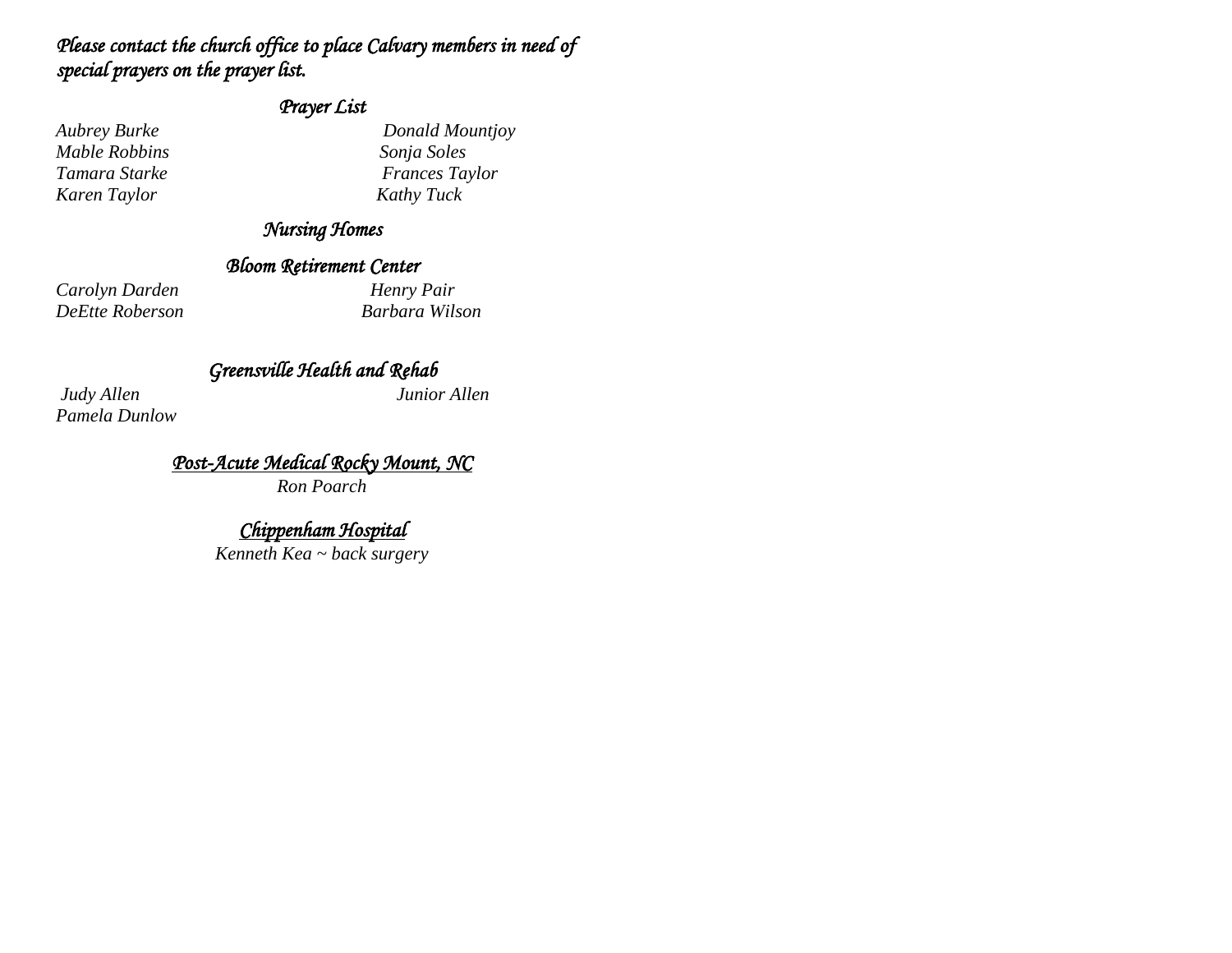*Please contact the church office to place Calvary members in need of special prayers on the prayer list.*

## *Prayer List*

*Aubrey Burke*
*Donald Mountjoy*
*Mable Robbins*
*Sonja Soles*
*Tamara Starke*
*Frances Taylor*
*Karen Taylor*
*Kathy Tuck*

## *Nursing Homes*

### *Bloom Retirement Center*

*Carolyn Darden*
*Henry Pair*
*DeEtte Roberson*
*Barbara Wilson*

### *Greensville Health and Rehab*

*Judy Allen*
*Junior Allen*
*Pamela Dunlow*

### *Post-Acute Medical Rocky Mount, NC*

*Ron Poarch*

### *Chippenham Hospital*

*Kenneth Kea ~ back surgery*